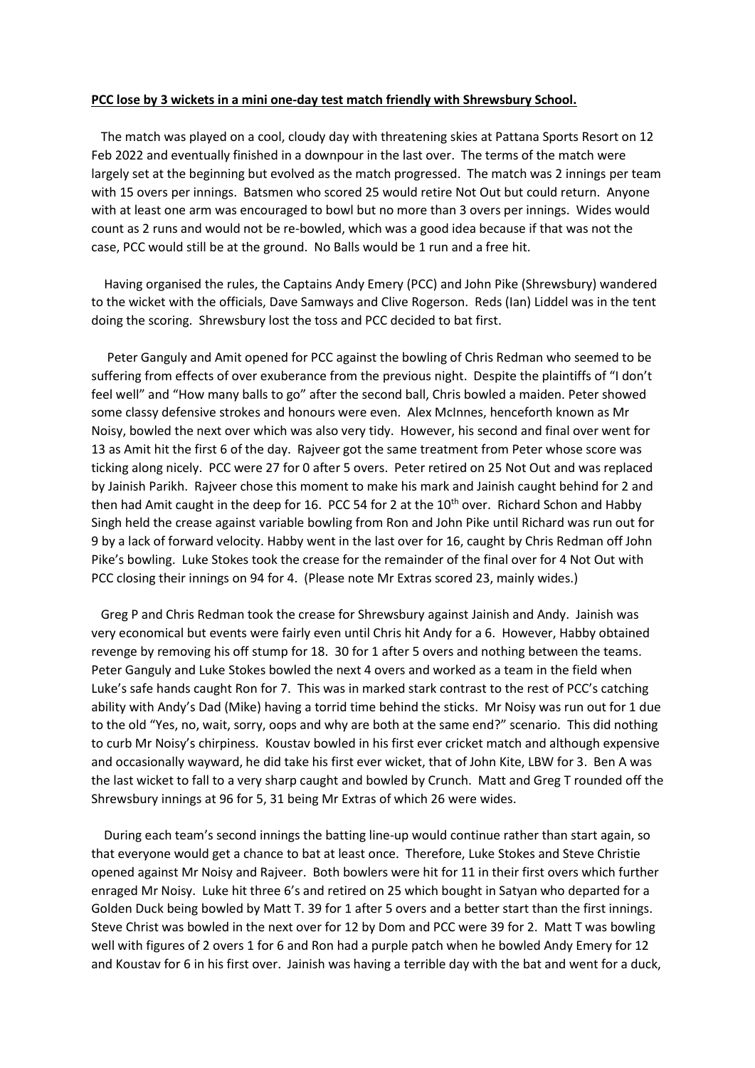**PCC lose by 3 wickets in a mini one-day test match friendly with Shrewsbury School.**

The match was played on a cool, cloudy day with threatening skies at Pattana Sports Resort on 12 Feb 2022 and eventually finished in a downpour in the last over. The terms of the match were largely set at the beginning but evolved as the match progressed. The match was 2 innings per team with 15 overs per innings. Batsmen who scored 25 would retire Not Out but could return. Anyone with at least one arm was encouraged to bowl but no more than 3 overs per innings. Wides would count as 2 runs and would not be re-bowled, which was a good idea because if that was not the case, PCC would still be at the ground. No Balls would be 1 run and a free hit.

Having organised the rules, the Captains Andy Emery (PCC) and John Pike (Shrewsbury) wandered to the wicket with the officials, Dave Samways and Clive Rogerson. Reds (Ian) Liddel was in the tent doing the scoring. Shrewsbury lost the toss and PCC decided to bat first.

Peter Ganguly and Amit opened for PCC against the bowling of Chris Redman who seemed to be suffering from effects of over exuberance from the previous night. Despite the plaintiffs of "I don't feel well" and "How many balls to go" after the second ball, Chris bowled a maiden. Peter showed some classy defensive strokes and honours were even. Alex McInnes, henceforth known as Mr Noisy, bowled the next over which was also very tidy. However, his second and final over went for 13 as Amit hit the first 6 of the day. Rajveer got the same treatment from Peter whose score was ticking along nicely. PCC were 27 for 0 after 5 overs. Peter retired on 25 Not Out and was replaced by Jainish Parikh. Rajveer chose this moment to make his mark and Jainish caught behind for 2 and then had Amit caught in the deep for 16. PCC 54 for 2 at the 10th over. Richard Schon and Habby Singh held the crease against variable bowling from Ron and John Pike until Richard was run out for 9 by a lack of forward velocity. Habby went in the last over for 16, caught by Chris Redman off John Pike's bowling. Luke Stokes took the crease for the remainder of the final over for 4 Not Out with PCC closing their innings on 94 for 4. (Please note Mr Extras scored 23, mainly wides.)

Greg P and Chris Redman took the crease for Shrewsbury against Jainish and Andy. Jainish was very economical but events were fairly even until Chris hit Andy for a 6. However, Habby obtained revenge by removing his off stump for 18. 30 for 1 after 5 overs and nothing between the teams. Peter Ganguly and Luke Stokes bowled the next 4 overs and worked as a team in the field when Luke's safe hands caught Ron for 7. This was in marked stark contrast to the rest of PCC's catching ability with Andy's Dad (Mike) having a torrid time behind the sticks. Mr Noisy was run out for 1 due to the old "Yes, no, wait, sorry, oops and why are both at the same end?" scenario. This did nothing to curb Mr Noisy's chirpiness. Koustav bowled in his first ever cricket match and although expensive and occasionally wayward, he did take his first ever wicket, that of John Kite, LBW for 3. Ben A was the last wicket to fall to a very sharp caught and bowled by Crunch. Matt and Greg T rounded off the Shrewsbury innings at 96 for 5, 31 being Mr Extras of which 26 were wides.

During each team's second innings the batting line-up would continue rather than start again, so that everyone would get a chance to bat at least once. Therefore, Luke Stokes and Steve Christie opened against Mr Noisy and Rajveer. Both bowlers were hit for 11 in their first overs which further enraged Mr Noisy. Luke hit three 6's and retired on 25 which bought in Satyan who departed for a Golden Duck being bowled by Matt T. 39 for 1 after 5 overs and a better start than the first innings. Steve Christ was bowled in the next over for 12 by Dom and PCC were 39 for 2. Matt T was bowling well with figures of 2 overs 1 for 6 and Ron had a purple patch when he bowled Andy Emery for 12 and Koustav for 6 in his first over. Jainish was having a terrible day with the bat and went for a duck,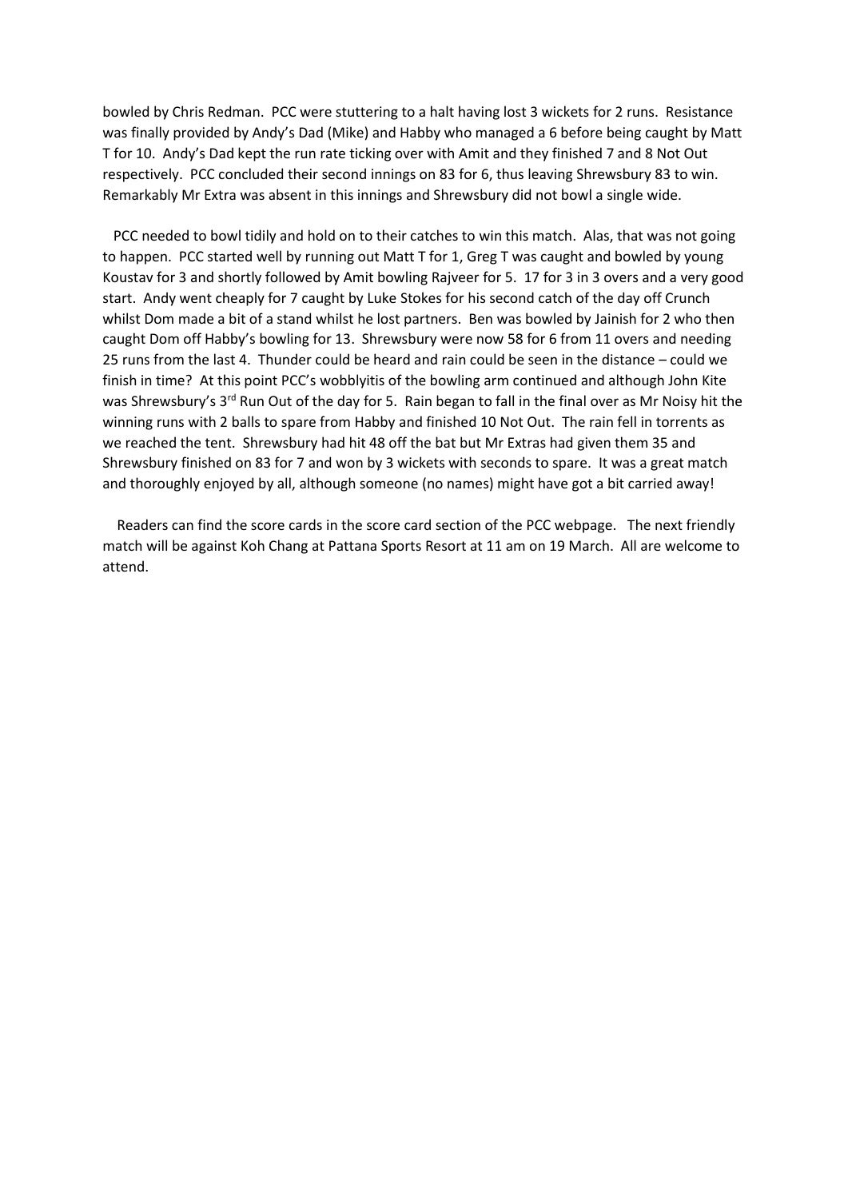bowled by Chris Redman. PCC were stuttering to a halt having lost 3 wickets for 2 runs. Resistance was finally provided by Andy's Dad (Mike) and Habby who managed a 6 before being caught by Matt T for 10. Andy's Dad kept the run rate ticking over with Amit and they finished 7 and 8 Not Out respectively. PCC concluded their second innings on 83 for 6, thus leaving Shrewsbury 83 to win. Remarkably Mr Extra was absent in this innings and Shrewsbury did not bowl a single wide.

PCC needed to bowl tidily and hold on to their catches to win this match. Alas, that was not going to happen. PCC started well by running out Matt T for 1, Greg T was caught and bowled by young Koustav for 3 and shortly followed by Amit bowling Rajveer for 5. 17 for 3 in 3 overs and a very good start. Andy went cheaply for 7 caught by Luke Stokes for his second catch of the day off Crunch whilst Dom made a bit of a stand whilst he lost partners. Ben was bowled by Jainish for 2 who then caught Dom off Habby's bowling for 13. Shrewsbury were now 58 for 6 from 11 overs and needing 25 runs from the last 4. Thunder could be heard and rain could be seen in the distance – could we finish in time? At this point PCC's wobblyitis of the bowling arm continued and although John Kite was Shrewsbury's 3rd Run Out of the day for 5. Rain began to fall in the final over as Mr Noisy hit the winning runs with 2 balls to spare from Habby and finished 10 Not Out. The rain fell in torrents as we reached the tent. Shrewsbury had hit 48 off the bat but Mr Extras had given them 35 and Shrewsbury finished on 83 for 7 and won by 3 wickets with seconds to spare. It was a great match and thoroughly enjoyed by all, although someone (no names) might have got a bit carried away!

Readers can find the score cards in the score card section of the PCC webpage. The next friendly match will be against Koh Chang at Pattana Sports Resort at 11 am on 19 March. All are welcome to attend.